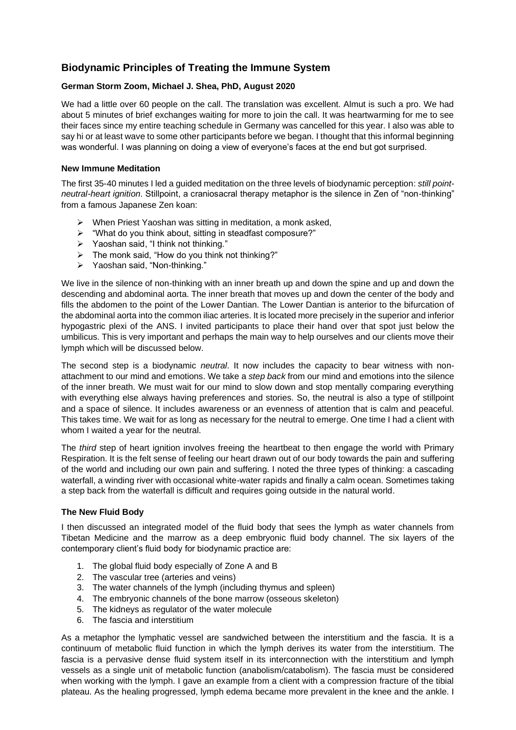# Biodynamic Principles of Treating the Immune System

**German Storm Zoom, Michael J. Shea, PhD, August 2020**

We had a little over 60 people on the call. The translation was excellent. Almut is such a pro. We had about 5 minutes of brief exchanges waiting for more to join the call. It was heartwarming for me to see their faces since my entire teaching schedule in Germany was cancelled for this year. I also was able to say hi or at least wave to some other participants before we began. I thought that this informal beginning was wonderful. I was planning on doing a view of everyone's faces at the end but got surprised.

### New Immune Meditation

The first 35-40 minutes I led a guided meditation on the three levels of biodynamic perception: *still point-neutral-heart ignition*. Stillpoint, a craniosacral therapy metaphor is the silence in Zen of "non-thinking" from a famous Japanese Zen koan:

- When Priest Yaoshan was sitting in meditation, a monk asked,
- "What do you think about, sitting in steadfast composure?"
- Yaoshan said, "I think not thinking."
- The monk said, "How do you think not thinking?"
- Yaoshan said, "Non-thinking."

We live in the silence of non-thinking with an inner breath up and down the spine and up and down the descending and abdominal aorta. The inner breath that moves up and down the center of the body and fills the abdomen to the point of the Lower Dantian. The Lower Dantian is anterior to the bifurcation of the abdominal aorta into the common iliac arteries. It is located more precisely in the superior and inferior hypogastric plexi of the ANS. I invited participants to place their hand over that spot just below the umbilicus. This is very important and perhaps the main way to help ourselves and our clients move their lymph which will be discussed below.

The second step is a biodynamic *neutral*. It now includes the capacity to bear witness with non-attachment to our mind and emotions. We take a *step back* from our mind and emotions into the silence of the inner breath. We must wait for our mind to slow down and stop mentally comparing everything with everything else always having preferences and stories. So, the neutral is also a type of stillpoint and a space of silence. It includes awareness or an evenness of attention that is calm and peaceful. This takes time. We wait for as long as necessary for the neutral to emerge. One time I had a client with whom I waited a year for the neutral.

The *third* step of heart ignition involves freeing the heartbeat to then engage the world with Primary Respiration. It is the felt sense of feeling our heart drawn out of our body towards the pain and suffering of the world and including our own pain and suffering. I noted the three types of thinking: a cascading waterfall, a winding river with occasional white-water rapids and finally a calm ocean. Sometimes taking a step back from the waterfall is difficult and requires going outside in the natural world.

### The New Fluid Body

I then discussed an integrated model of the fluid body that sees the lymph as water channels from Tibetan Medicine and the marrow as a deep embryonic fluid body channel. The six layers of the contemporary client's fluid body for biodynamic practice are:

1. The global fluid body especially of Zone A and B
2. The vascular tree (arteries and veins)
3. The water channels of the lymph (including thymus and spleen)
4. The embryonic channels of the bone marrow (osseous skeleton)
5. The kidneys as regulator of the water molecule
6. The fascia and interstitium

As a metaphor the lymphatic vessel are sandwiched between the interstitium and the fascia. It is a continuum of metabolic fluid function in which the lymph derives its water from the interstitium. The fascia is a pervasive dense fluid system itself in its interconnection with the interstitium and lymph vessels as a single unit of metabolic function (anabolism/catabolism). The fascia must be considered when working with the lymph. I gave an example from a client with a compression fracture of the tibial plateau. As the healing progressed, lymph edema became more prevalent in the knee and the ankle. I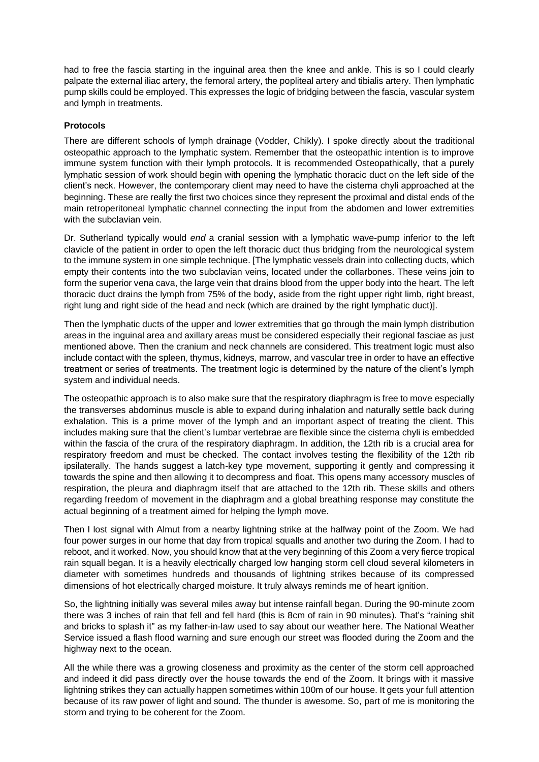had to free the fascia starting in the inguinal area then the knee and ankle. This is so I could clearly palpate the external iliac artery, the femoral artery, the popliteal artery and tibialis artery. Then lymphatic pump skills could be employed. This expresses the logic of bridging between the fascia, vascular system and lymph in treatments.

**Protocols**

There are different schools of lymph drainage (Vodder, Chikly). I spoke directly about the traditional osteopathic approach to the lymphatic system. Remember that the osteopathic intention is to improve immune system function with their lymph protocols. It is recommended Osteopathically, that a purely lymphatic session of work should begin with opening the lymphatic thoracic duct on the left side of the client's neck. However, the contemporary client may need to have the cisterna chyli approached at the beginning. These are really the first two choices since they represent the proximal and distal ends of the main retroperitoneal lymphatic channel connecting the input from the abdomen and lower extremities with the subclavian vein.

Dr. Sutherland typically would *end* a cranial session with a lymphatic wave-pump inferior to the left clavicle of the patient in order to open the left thoracic duct thus bridging from the neurological system to the immune system in one simple technique. [The lymphatic vessels drain into collecting ducts, which empty their contents into the two subclavian veins, located under the collarbones. These veins join to form the superior vena cava, the large vein that drains blood from the upper body into the heart. The left thoracic duct drains the lymph from 75% of the body, aside from the right upper right limb, right breast, right lung and right side of the head and neck (which are drained by the right lymphatic duct)].

Then the lymphatic ducts of the upper and lower extremities that go through the main lymph distribution areas in the inguinal area and axillary areas must be considered especially their regional fasciae as just mentioned above. Then the cranium and neck channels are considered. This treatment logic must also include contact with the spleen, thymus, kidneys, marrow, and vascular tree in order to have an effective treatment or series of treatments. The treatment logic is determined by the nature of the client's lymph system and individual needs.

The osteopathic approach is to also make sure that the respiratory diaphragm is free to move especially the transverses abdominus muscle is able to expand during inhalation and naturally settle back during exhalation. This is a prime mover of the lymph and an important aspect of treating the client. This includes making sure that the client's lumbar vertebrae are flexible since the cisterna chyli is embedded within the fascia of the crura of the respiratory diaphragm. In addition, the 12th rib is a crucial area for respiratory freedom and must be checked. The contact involves testing the flexibility of the 12th rib ipsilaterally. The hands suggest a latch-key type movement, supporting it gently and compressing it towards the spine and then allowing it to decompress and float. This opens many accessory muscles of respiration, the pleura and diaphragm itself that are attached to the 12th rib. These skills and others regarding freedom of movement in the diaphragm and a global breathing response may constitute the actual beginning of a treatment aimed for helping the lymph move.

Then I lost signal with Almut from a nearby lightning strike at the halfway point of the Zoom. We had four power surges in our home that day from tropical squalls and another two during the Zoom. I had to reboot, and it worked. Now, you should know that at the very beginning of this Zoom a very fierce tropical rain squall began. It is a heavily electrically charged low hanging storm cell cloud several kilometers in diameter with sometimes hundreds and thousands of lightning strikes because of its compressed dimensions of hot electrically charged moisture. It truly always reminds me of heart ignition.

So, the lightning initially was several miles away but intense rainfall began. During the 90-minute zoom there was 3 inches of rain that fell and fell hard (this is 8cm of rain in 90 minutes). That's "raining shit and bricks to splash it" as my father-in-law used to say about our weather here. The National Weather Service issued a flash flood warning and sure enough our street was flooded during the Zoom and the highway next to the ocean.

All the while there was a growing closeness and proximity as the center of the storm cell approached and indeed it did pass directly over the house towards the end of the Zoom. It brings with it massive lightning strikes they can actually happen sometimes within 100m of our house. It gets your full attention because of its raw power of light and sound. The thunder is awesome. So, part of me is monitoring the storm and trying to be coherent for the Zoom.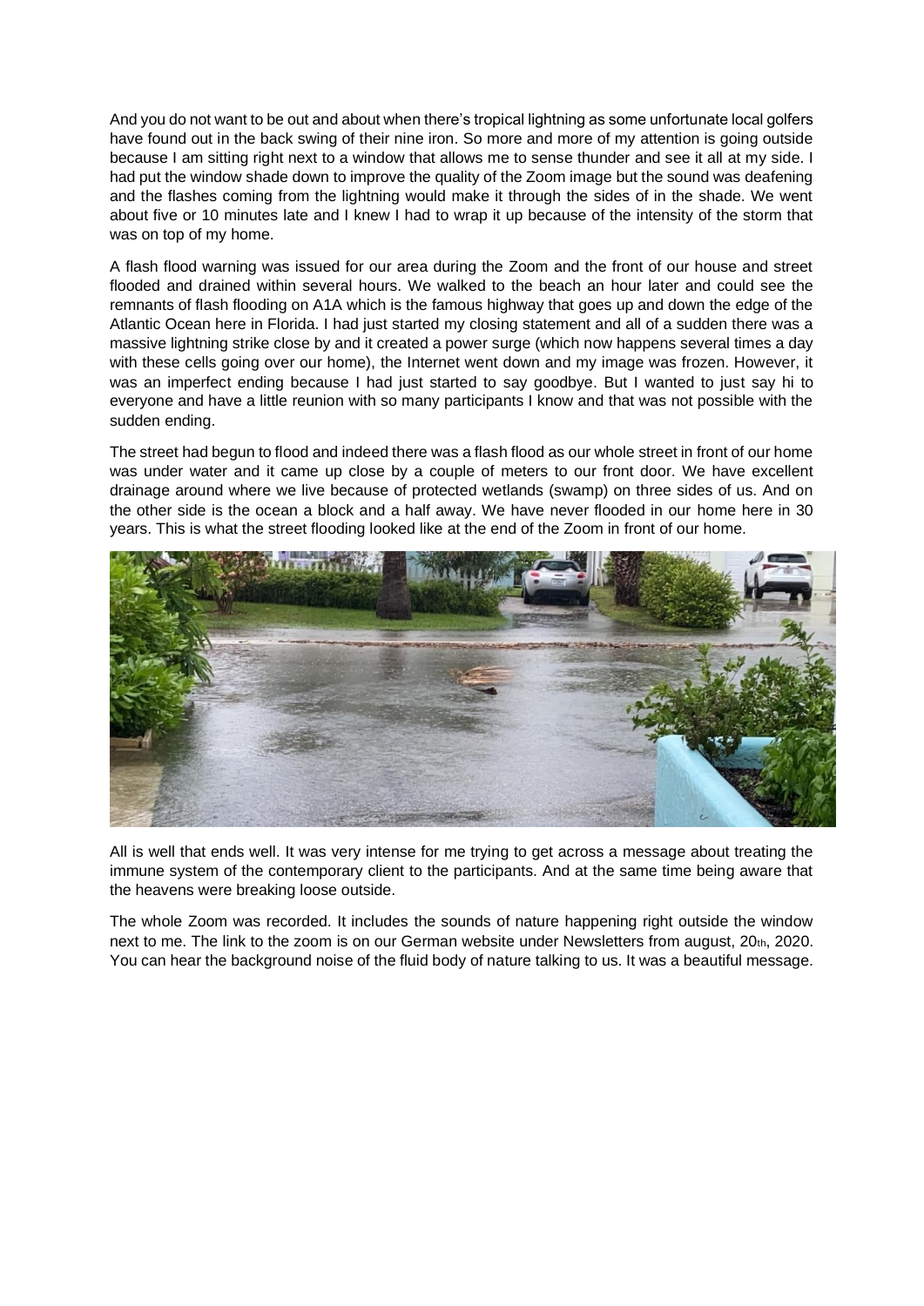And you do not want to be out and about when there's tropical lightning as some unfortunate local golfers have found out in the back swing of their nine iron. So more and more of my attention is going outside because I am sitting right next to a window that allows me to sense thunder and see it all at my side. I had put the window shade down to improve the quality of the Zoom image but the sound was deafening and the flashes coming from the lightning would make it through the sides of in the shade. We went about five or 10 minutes late and I knew I had to wrap it up because of the intensity of the storm that was on top of my home.

A flash flood warning was issued for our area during the Zoom and the front of our house and street flooded and drained within several hours. We walked to the beach an hour later and could see the remnants of flash flooding on A1A which is the famous highway that goes up and down the edge of the Atlantic Ocean here in Florida. I had just started my closing statement and all of a sudden there was a massive lightning strike close by and it created a power surge (which now happens several times a day with these cells going over our home), the Internet went down and my image was frozen. However, it was an imperfect ending because I had just started to say goodbye. But I wanted to just say hi to everyone and have a little reunion with so many participants I know and that was not possible with the sudden ending.

The street had begun to flood and indeed there was a flash flood as our whole street in front of our home was under water and it came up close by a couple of meters to our front door. We have excellent drainage around where we live because of protected wetlands (swamp) on three sides of us. And on the other side is the ocean a block and a half away. We have never flooded in our home here in 30 years. This is what the street flooding looked like at the end of the Zoom in front of our home.

All is well that ends well. It was very intense for me trying to get across a message about treating the immune system of the contemporary client to the participants. And at the same time being aware that the heavens were breaking loose outside.

The whole Zoom was recorded. It includes the sounds of nature happening right outside the window next to me. The link to the zoom is on our German website under Newsletters from august, 20th, 2020. You can hear the background noise of the fluid body of nature talking to us. It was a beautiful message.